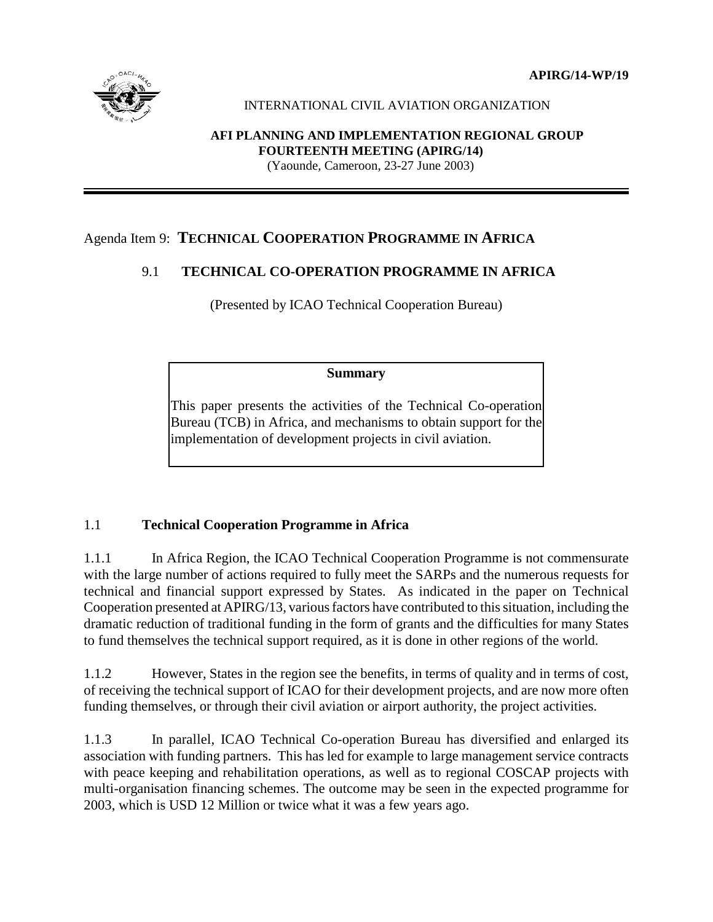APIRG/14-WP/19

INTERNATIONAL CIVIL AVIATION ORGANIZATION

**AFI PLANNING AND IMPLEMENTATION REGIONAL GROUP**
**FOURTEENTH MEETING (APIRG/14)**
(Yaounde, Cameroon, 23-27 June 2003)

Agenda Item 9: **TECHNICAL COOPERATION PROGRAMME IN AFRICA**

9.1 **TECHNICAL CO-OPERATION PROGRAMME IN AFRICA**

(Presented by ICAO Technical Cooperation Bureau)

> **Summary**
>
> This paper presents the activities of the Technical Co-operation Bureau (TCB) in Africa, and mechanisms to obtain support for the implementation of development projects in civil aviation.

## 1.1 Technical Cooperation Programme in Africa

1.1.1 In Africa Region, the ICAO Technical Cooperation Programme is not commensurate with the large number of actions required to fully meet the SARPs and the numerous requests for technical and financial support expressed by States. As indicated in the paper on Technical Cooperation presented at APIRG/13, various factors have contributed to this situation, including the dramatic reduction of traditional funding in the form of grants and the difficulties for many States to fund themselves the technical support required, as it is done in other regions of the world.

1.1.2 However, States in the region see the benefits, in terms of quality and in terms of cost, of receiving the technical support of ICAO for their development projects, and are now more often funding themselves, or through their civil aviation or airport authority, the project activities.

1.1.3 In parallel, ICAO Technical Co-operation Bureau has diversified and enlarged its association with funding partners. This has led for example to large management service contracts with peace keeping and rehabilitation operations, as well as to regional COSCAP projects with multi-organisation financing schemes. The outcome may be seen in the expected programme for 2003, which is USD 12 Million or twice what it was a few years ago.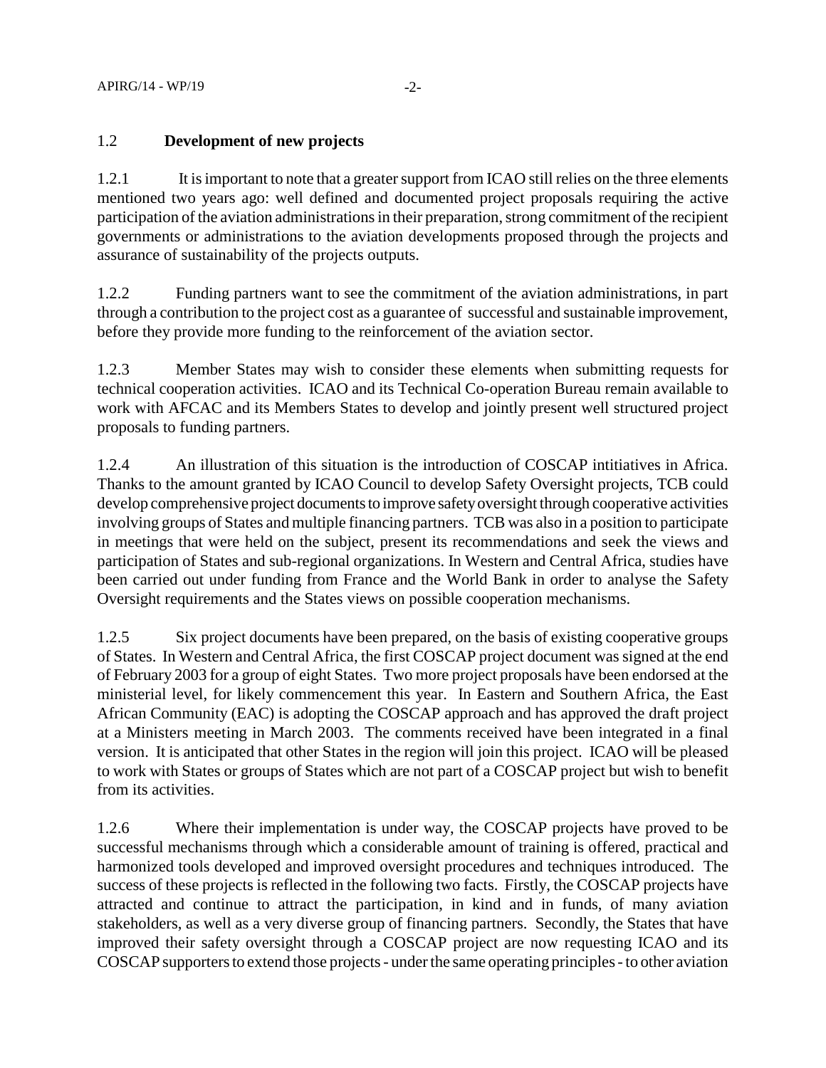### 1.2 **Development of new projects**

1.2.1 It is important to note that a greater support from ICAO still relies on the three elements mentioned two years ago: well defined and documented project proposals requiring the active participation of the aviation administrations in their preparation, strong commitment of the recipient governments or administrations to the aviation developments proposed through the projects and assurance of sustainability of the projects outputs.

1.2.2 Funding partners want to see the commitment of the aviation administrations, in part through a contribution to the project cost as a guarantee of successful and sustainable improvement, before they provide more funding to the reinforcement of the aviation sector.

1.2.3 Member States may wish to consider these elements when submitting requests for technical cooperation activities. ICAO and its Technical Co-operation Bureau remain available to work with AFCAC and its Members States to develop and jointly present well structured project proposals to funding partners.

1.2.4 An illustration of this situation is the introduction of COSCAP intitiatives in Africa. Thanks to the amount granted by ICAO Council to develop Safety Oversight projects, TCB could develop comprehensive project documents to improve safety oversight through cooperative activities involving groups of States and multiple financing partners. TCB was also in a position to participate in meetings that were held on the subject, present its recommendations and seek the views and participation of States and sub-regional organizations. In Western and Central Africa, studies have been carried out under funding from France and the World Bank in order to analyse the Safety Oversight requirements and the States views on possible cooperation mechanisms.

1.2.5 Six project documents have been prepared, on the basis of existing cooperative groups of States. In Western and Central Africa, the first COSCAP project document was signed at the end of February 2003 for a group of eight States. Two more project proposals have been endorsed at the ministerial level, for likely commencement this year. In Eastern and Southern Africa, the East African Community (EAC) is adopting the COSCAP approach and has approved the draft project at a Ministers meeting in March 2003. The comments received have been integrated in a final version. It is anticipated that other States in the region will join this project. ICAO will be pleased to work with States or groups of States which are not part of a COSCAP project but wish to benefit from its activities.

1.2.6 Where their implementation is under way, the COSCAP projects have proved to be successful mechanisms through which a considerable amount of training is offered, practical and harmonized tools developed and improved oversight procedures and techniques introduced. The success of these projects is reflected in the following two facts. Firstly, the COSCAP projects have attracted and continue to attract the participation, in kind and in funds, of many aviation stakeholders, as well as a very diverse group of financing partners. Secondly, the States that have improved their safety oversight through a COSCAP project are now requesting ICAO and its COSCAP supporters to extend those projects - under the same operating principles - to other aviation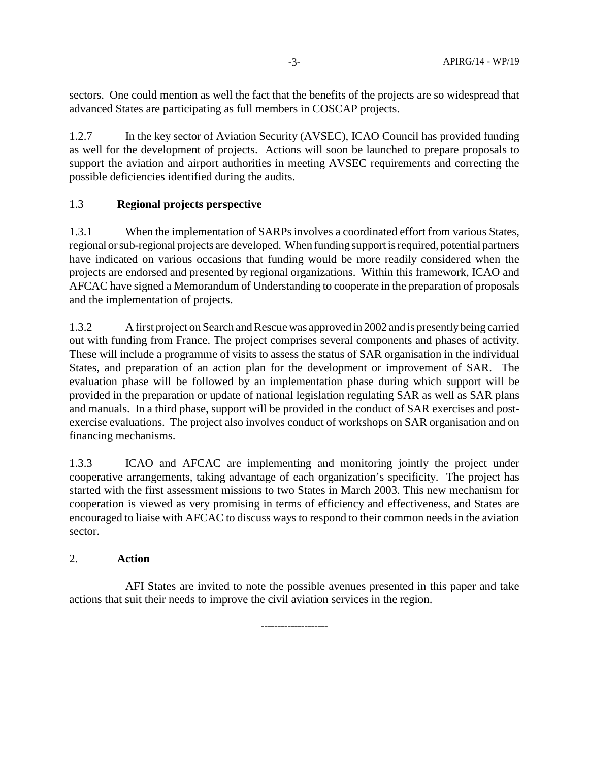sectors. One could mention as well the fact that the benefits of the projects are so widespread that advanced States are participating as full members in COSCAP projects.

1.2.7 In the key sector of Aviation Security (AVSEC), ICAO Council has provided funding as well for the development of projects. Actions will soon be launched to prepare proposals to support the aviation and airport authorities in meeting AVSEC requirements and correcting the possible deficiencies identified during the audits.

## 1.3 **Regional projects perspective**

1.3.1 When the implementation of SARPs involves a coordinated effort from various States, regional or sub-regional projects are developed. When funding support is required, potential partners have indicated on various occasions that funding would be more readily considered when the projects are endorsed and presented by regional organizations. Within this framework, ICAO and AFCAC have signed a Memorandum of Understanding to cooperate in the preparation of proposals and the implementation of projects.

1.3.2 A first project on Search and Rescue was approved in 2002 and is presently being carried out with funding from France. The project comprises several components and phases of activity. These will include a programme of visits to assess the status of SAR organisation in the individual States, and preparation of an action plan for the development or improvement of SAR. The evaluation phase will be followed by an implementation phase during which support will be provided in the preparation or update of national legislation regulating SAR as well as SAR plans and manuals. In a third phase, support will be provided in the conduct of SAR exercises and post-exercise evaluations. The project also involves conduct of workshops on SAR organisation and on financing mechanisms.

1.3.3 ICAO and AFCAC are implementing and monitoring jointly the project under cooperative arrangements, taking advantage of each organization's specificity. The project has started with the first assessment missions to two States in March 2003. This new mechanism for cooperation is viewed as very promising in terms of efficiency and effectiveness, and States are encouraged to liaise with AFCAC to discuss ways to respond to their common needs in the aviation sector.

## 2. **Action**

AFI States are invited to note the possible avenues presented in this paper and take actions that suit their needs to improve the civil aviation services in the region.

--------------------